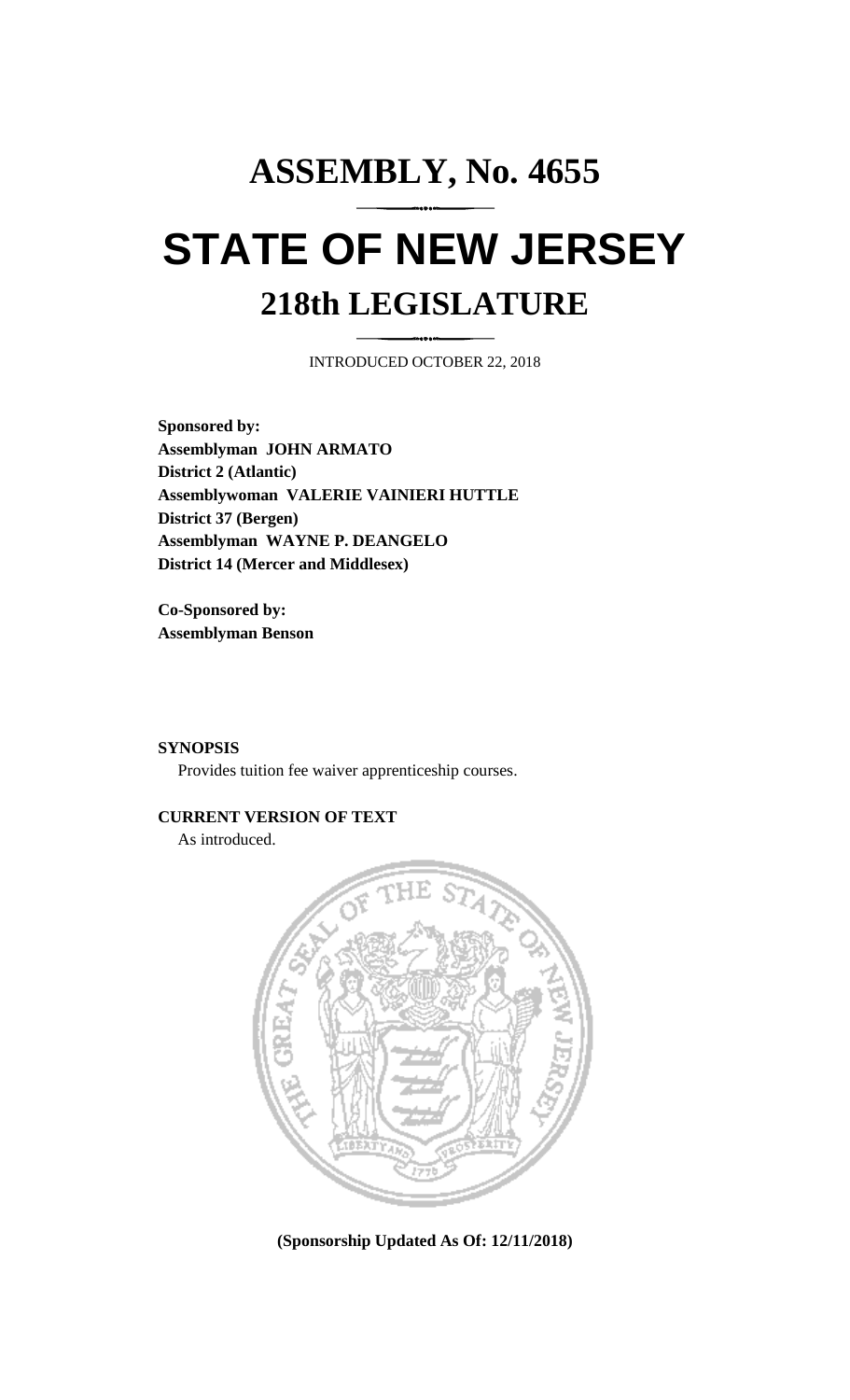# ASSEMBLY, No. 4655

# STATE OF NEW JERSEY

## 218th LEGISLATURE

INTRODUCED OCTOBER 22, 2018

**Sponsored by:**
**Assemblyman JOHN ARMATO**
**District 2 (Atlantic)**
**Assemblywoman VALERIE VAINIERI HUTTLE**
**District 37 (Bergen)**
**Assemblyman WAYNE P. DEANGELO**
**District 14 (Mercer and Middlesex)**

**Co-Sponsored by:**
**Assemblyman Benson**

**SYNOPSIS**

Provides tuition fee waiver apprenticeship courses.

**CURRENT VERSION OF TEXT**

As introduced.

**(Sponsorship Updated As Of: 12/11/2018)**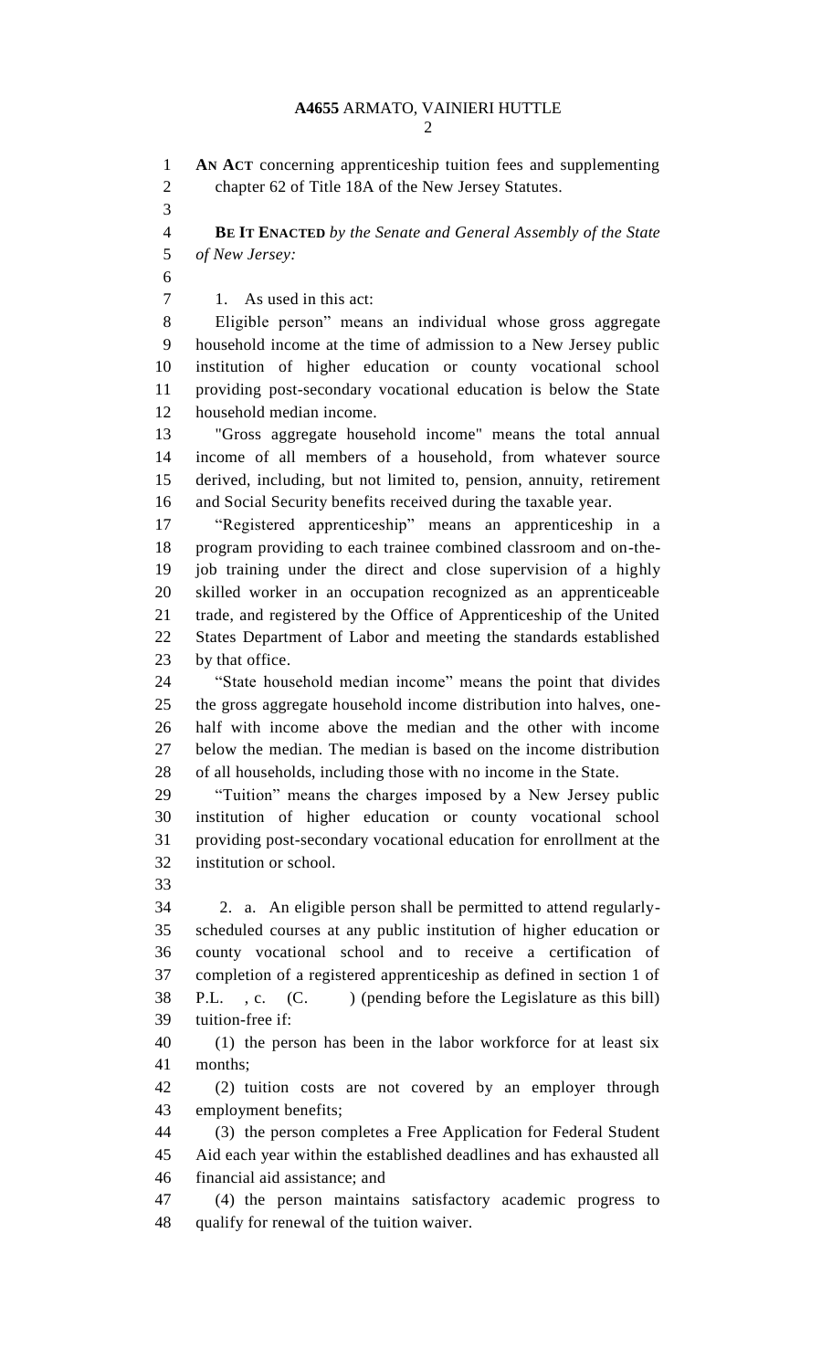**AN ACT** concerning apprenticeship tuition fees and supplementing chapter 62 of Title 18A of the New Jersey Statutes.

**BE IT ENACTED** *by the Senate and General Assembly of the State of New Jersey:*

1. As used in this act:

Eligible person" means an individual whose gross aggregate household income at the time of admission to a New Jersey public institution of higher education or county vocational school providing post-secondary vocational education is below the State household median income.

"Gross aggregate household income" means the total annual income of all members of a household, from whatever source derived, including, but not limited to, pension, annuity, retirement and Social Security benefits received during the taxable year.

"Registered apprenticeship" means an apprenticeship in a program providing to each trainee combined classroom and on-the-job training under the direct and close supervision of a highly skilled worker in an occupation recognized as an apprenticeable trade, and registered by the Office of Apprenticeship of the United States Department of Labor and meeting the standards established by that office.

"State household median income" means the point that divides the gross aggregate household income distribution into halves, one-half with income above the median and the other with income below the median. The median is based on the income distribution of all households, including those with no income in the State.

"Tuition" means the charges imposed by a New Jersey public institution of higher education or county vocational school providing post-secondary vocational education for enrollment at the institution or school.

2. a. An eligible person shall be permitted to attend regularly-scheduled courses at any public institution of higher education or county vocational school and to receive a certification of completion of a registered apprenticeship as defined in section 1 of P.L. , c. (C. ) (pending before the Legislature as this bill) tuition-free if:

(1) the person has been in the labor workforce for at least six months;

(2) tuition costs are not covered by an employer through employment benefits;

(3) the person completes a Free Application for Federal Student Aid each year within the established deadlines and has exhausted all financial aid assistance; and

(4) the person maintains satisfactory academic progress to qualify for renewal of the tuition waiver.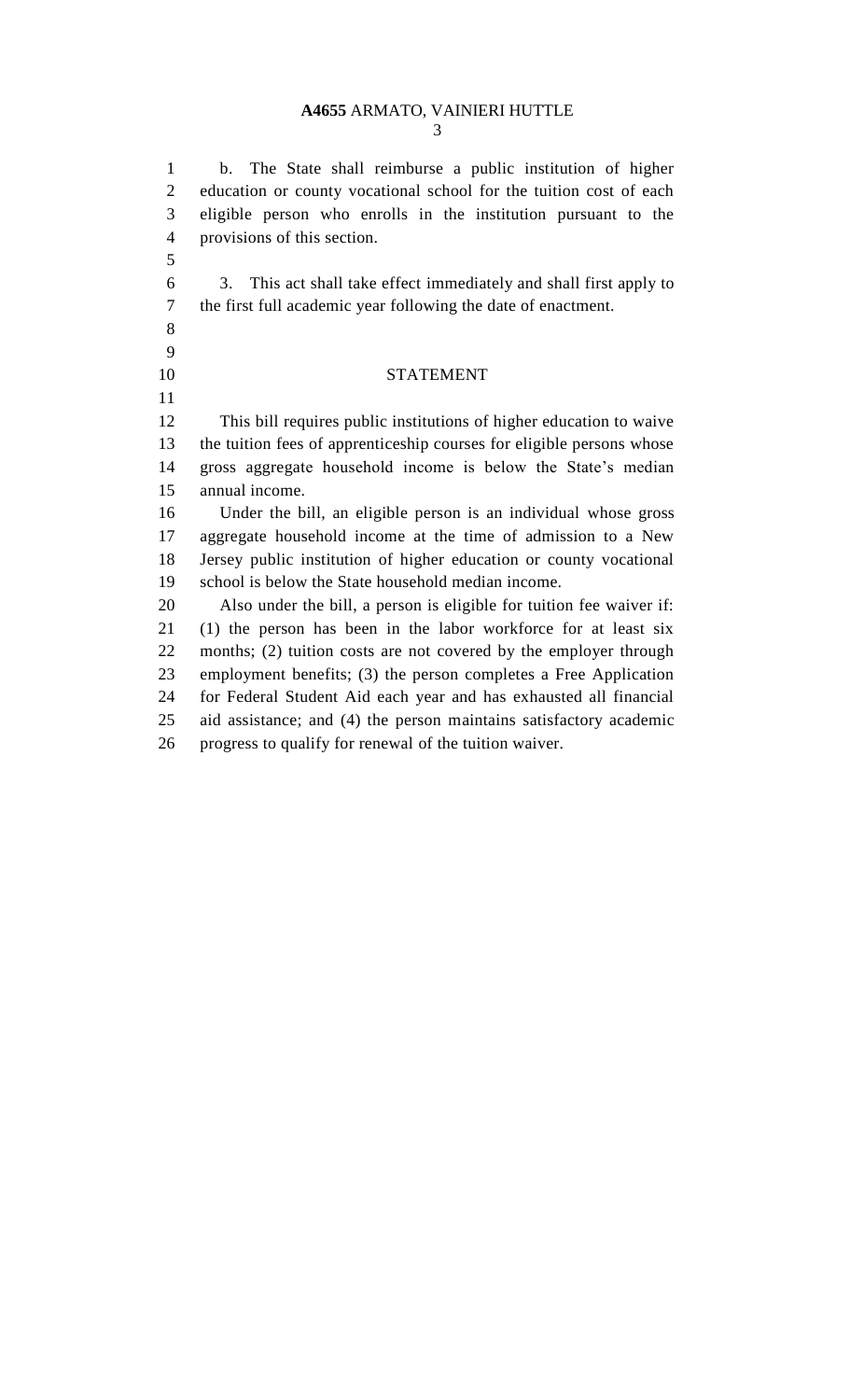b. The State shall reimburse a public institution of higher education or county vocational school for the tuition cost of each eligible person who enrolls in the institution pursuant to the provisions of this section.

3. This act shall take effect immediately and shall first apply to the first full academic year following the date of enactment.

## STATEMENT

This bill requires public institutions of higher education to waive the tuition fees of apprenticeship courses for eligible persons whose gross aggregate household income is below the State's median annual income.

Under the bill, an eligible person is an individual whose gross aggregate household income at the time of admission to a New Jersey public institution of higher education or county vocational school is below the State household median income.

Also under the bill, a person is eligible for tuition fee waiver if: (1) the person has been in the labor workforce for at least six months; (2) tuition costs are not covered by the employer through employment benefits; (3) the person completes a Free Application for Federal Student Aid each year and has exhausted all financial aid assistance; and (4) the person maintains satisfactory academic progress to qualify for renewal of the tuition waiver.